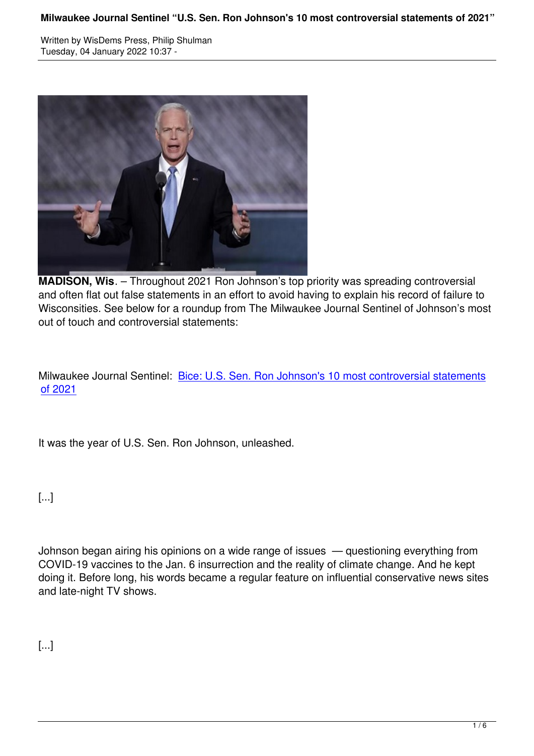**MADISON, Wis**. – Throughout 2021 Ron Johnson's top priority was spreading controversial and often flat out false statements in an effort to avoid having to explain his record of failure to Wisconsities. See below for a roundup from The Milwaukee Journal Sentinel of Johnson's most out of touch and controversial statements:

Milwaukee Journal Sentinel: [Bice: U.S. Sen. Ron Johnson's 10 most controversial statements of 2021]()

It was the year of U.S. Sen. Ron Johnson, unleashed.

[...]

Johnson began airing his opinions on a wide range of issues — questioning everything from COVID-19 vaccines to the Jan. 6 insurrection and the reality of climate change. And he kept doing it. Before long, his words became a regular feature on influential conservative news sites and late-night TV shows.

[...]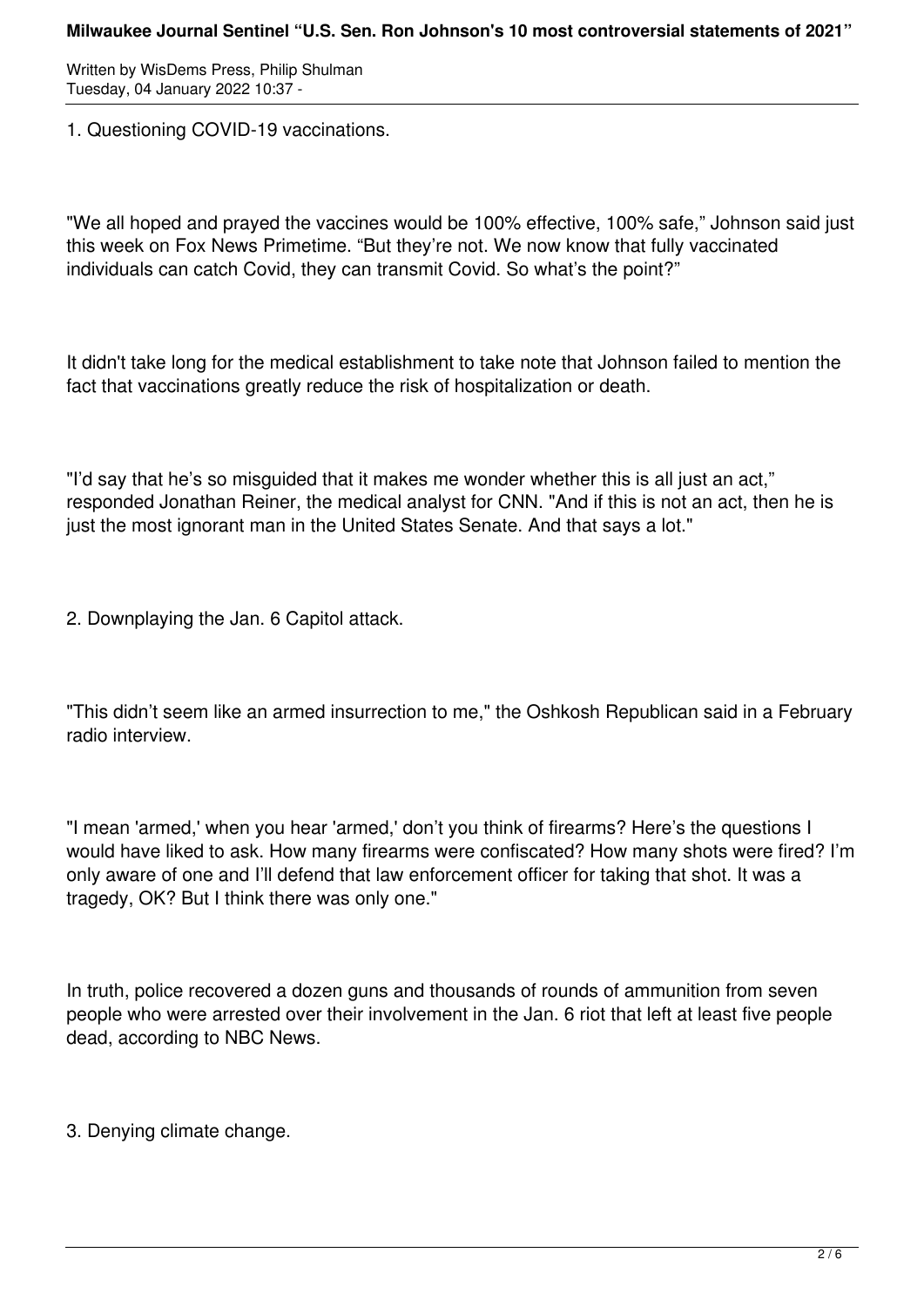1. Questioning COVID-19 vaccinations.

"We all hoped and prayed the vaccines would be 100% effective, 100% safe," Johnson said just this week on Fox News Primetime. "But they're not. We now know that fully vaccinated individuals can catch Covid, they can transmit Covid. So what's the point?"

It didn't take long for the medical establishment to take note that Johnson failed to mention the fact that vaccinations greatly reduce the risk of hospitalization or death.

"I'd say that he's so misguided that it makes me wonder whether this is all just an act," responded Jonathan Reiner, the medical analyst for CNN. "And if this is not an act, then he is just the most ignorant man in the United States Senate. And that says a lot."

2. Downplaying the Jan. 6 Capitol attack.

"This didn't seem like an armed insurrection to me," the Oshkosh Republican said in a February radio interview.

"I mean 'armed,' when you hear 'armed,' don't you think of firearms? Here's the questions I would have liked to ask. How many firearms were confiscated? How many shots were fired? I'm only aware of one and I'll defend that law enforcement officer for taking that shot. It was a tragedy, OK? But I think there was only one."

In truth, police recovered a dozen guns and thousands of rounds of ammunition from seven people who were arrested over their involvement in the Jan. 6 riot that left at least five people dead, according to NBC News.

3. Denying climate change.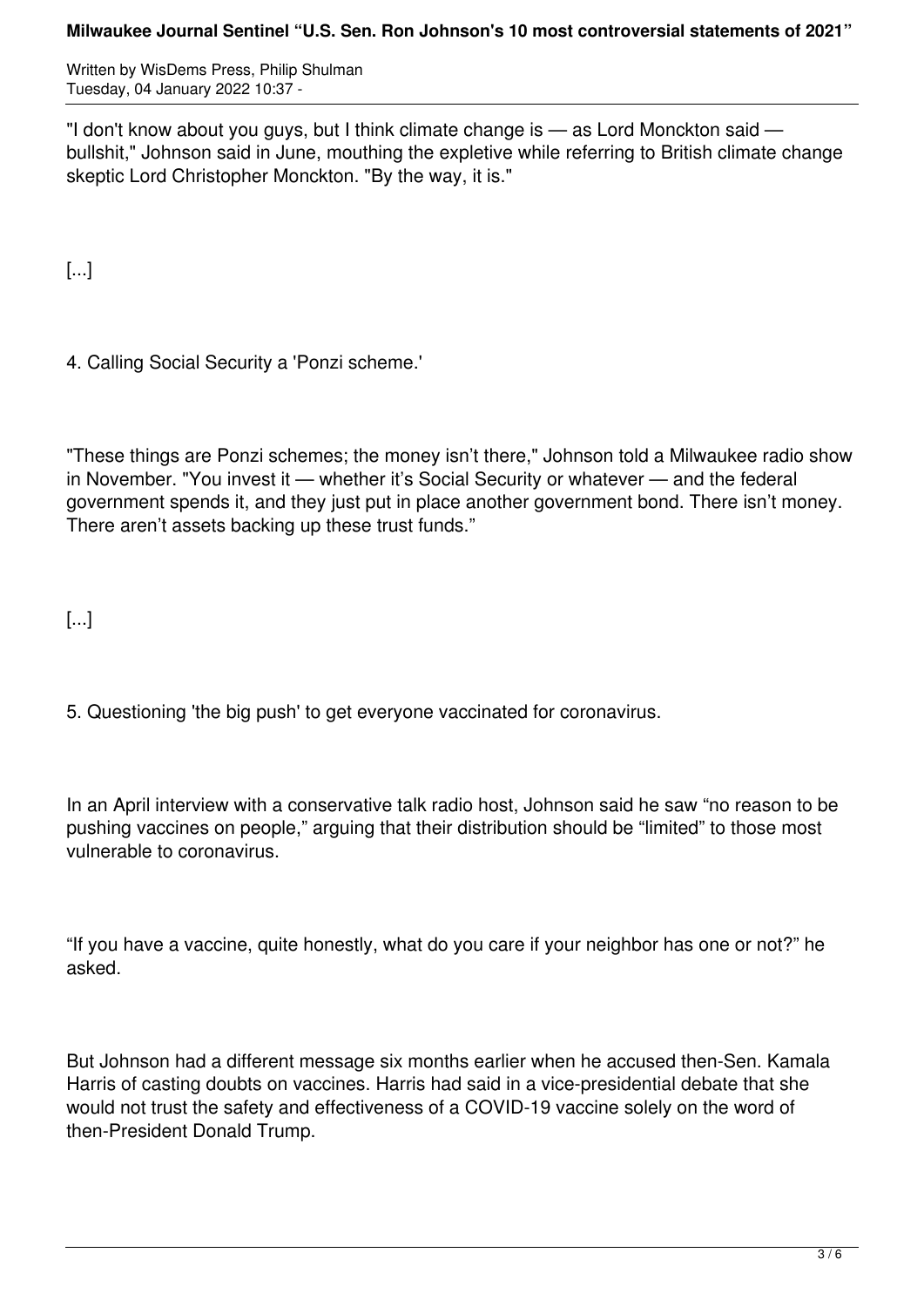"I don't know about you guys, but I think climate change is — as Lord Monckton said — bullshit," Johnson said in June, mouthing the expletive while referring to British climate change skeptic Lord Christopher Monckton. "By the way, it is."

[...]

4. Calling Social Security a 'Ponzi scheme.'

"These things are Ponzi schemes; the money isn't there," Johnson told a Milwaukee radio show in November. "You invest it — whether it's Social Security or whatever — and the federal government spends it, and they just put in place another government bond. There isn't money. There aren't assets backing up these trust funds."

[...]

5. Questioning 'the big push' to get everyone vaccinated for coronavirus.

In an April interview with a conservative talk radio host, Johnson said he saw "no reason to be pushing vaccines on people," arguing that their distribution should be "limited" to those most vulnerable to coronavirus.

"If you have a vaccine, quite honestly, what do you care if your neighbor has one or not?" he asked.

But Johnson had a different message six months earlier when he accused then-Sen. Kamala Harris of casting doubts on vaccines. Harris had said in a vice-presidential debate that she would not trust the safety and effectiveness of a COVID-19 vaccine solely on the word of then-President Donald Trump.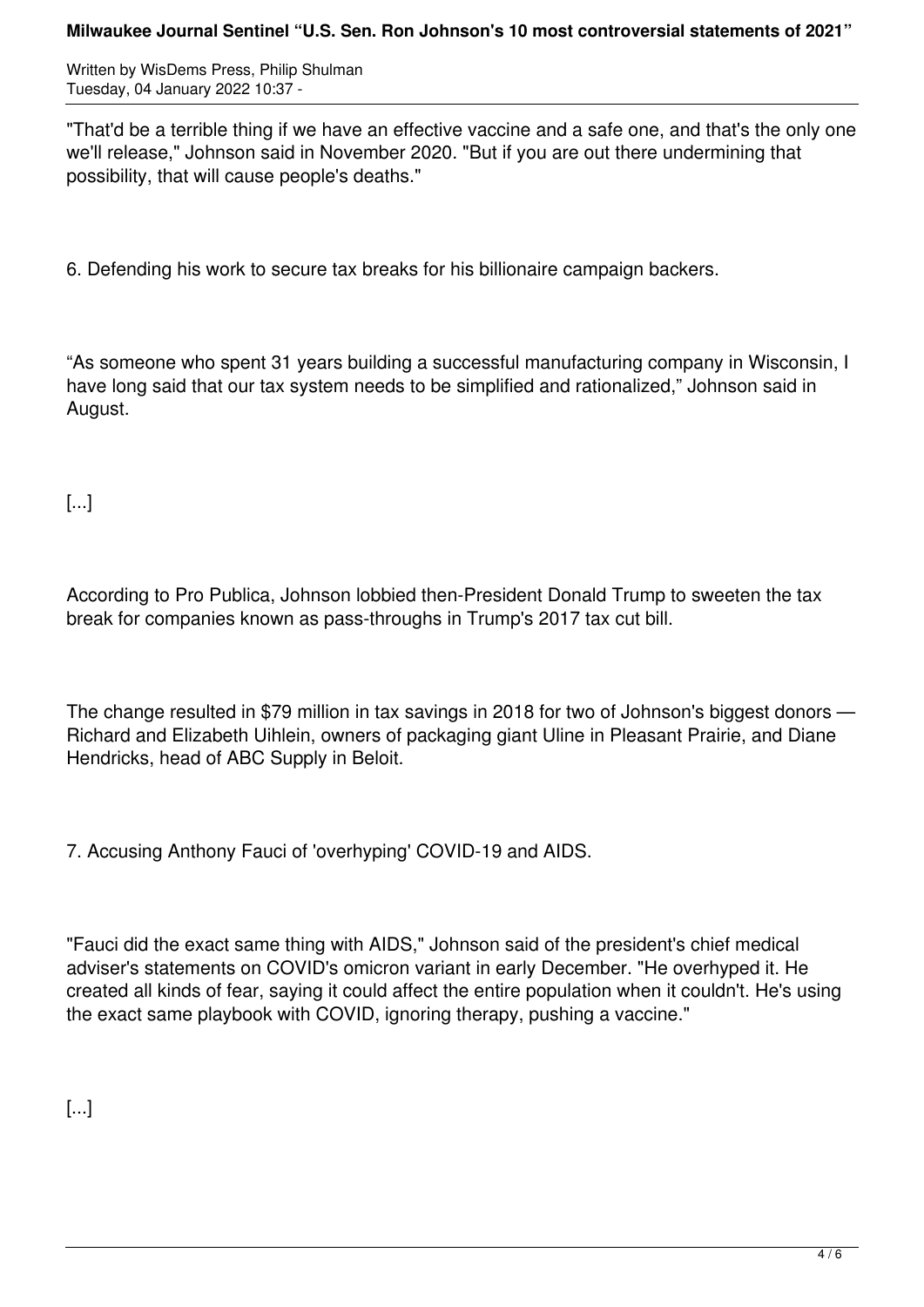"That'd be a terrible thing if we have an effective vaccine and a safe one, and that's the only one we'll release," Johnson said in November 2020. "But if you are out there undermining that possibility, that will cause people's deaths."

6. Defending his work to secure tax breaks for his billionaire campaign backers.

“As someone who spent 31 years building a successful manufacturing company in Wisconsin, I have long said that our tax system needs to be simplified and rationalized,” Johnson said in August.

[...]

According to Pro Publica, Johnson lobbied then-President Donald Trump to sweeten the tax break for companies known as pass-throughs in Trump's 2017 tax cut bill.

The change resulted in $79 million in tax savings in 2018 for two of Johnson's biggest donors — Richard and Elizabeth Uihlein, owners of packaging giant Uline in Pleasant Prairie, and Diane Hendricks, head of ABC Supply in Beloit.

7. Accusing Anthony Fauci of 'overhyping' COVID-19 and AIDS.

"Fauci did the exact same thing with AIDS," Johnson said of the president's chief medical adviser's statements on COVID's omicron variant in early December. "He overhyped it. He created all kinds of fear, saying it could affect the entire population when it couldn't. He's using the exact same playbook with COVID, ignoring therapy, pushing a vaccine."

[...]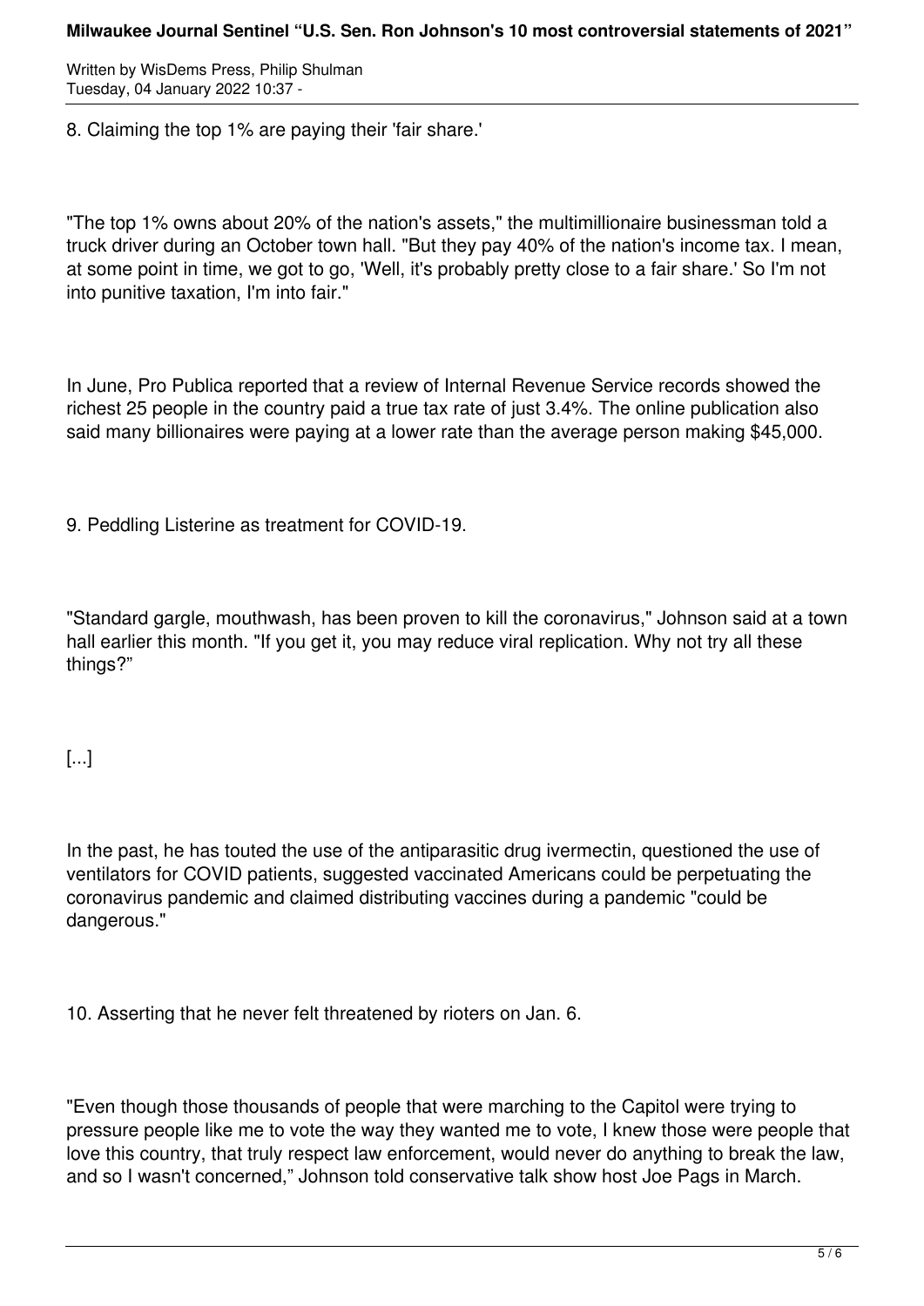8. Claiming the top 1% are paying their 'fair share.'

"The top 1% owns about 20% of the nation's assets," the multimillionaire businessman told a truck driver during an October town hall. "But they pay 40% of the nation's income tax. I mean, at some point in time, we got to go, 'Well, it's probably pretty close to a fair share.' So I'm not into punitive taxation, I'm into fair."

In June, Pro Publica reported that a review of Internal Revenue Service records showed the richest 25 people in the country paid a true tax rate of just 3.4%. The online publication also said many billionaires were paying at a lower rate than the average person making $45,000.

9. Peddling Listerine as treatment for COVID-19.

"Standard gargle, mouthwash, has been proven to kill the coronavirus," Johnson said at a town hall earlier this month. "If you get it, you may reduce viral replication. Why not try all these things?"

[...]

In the past, he has touted the use of the antiparasitic drug ivermectin, questioned the use of ventilators for COVID patients, suggested vaccinated Americans could be perpetuating the coronavirus pandemic and claimed distributing vaccines during a pandemic "could be dangerous."

10. Asserting that he never felt threatened by rioters on Jan. 6.

"Even though those thousands of people that were marching to the Capitol were trying to pressure people like me to vote the way they wanted me to vote, I knew those were people that love this country, that truly respect law enforcement, would never do anything to break the law, and so I wasn't concerned," Johnson told conservative talk show host Joe Pags in March.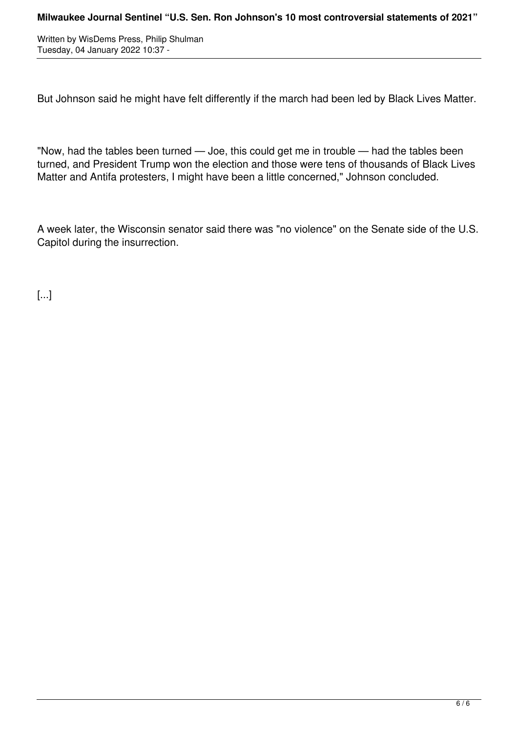But Johnson said he might have felt differently if the march had been led by Black Lives Matter.

"Now, had the tables been turned — Joe, this could get me in trouble — had the tables been turned, and President Trump won the election and those were tens of thousands of Black Lives Matter and Antifa protesters, I might have been a little concerned," Johnson concluded.

A week later, the Wisconsin senator said there was "no violence" on the Senate side of the U.S. Capitol during the insurrection.

[...]